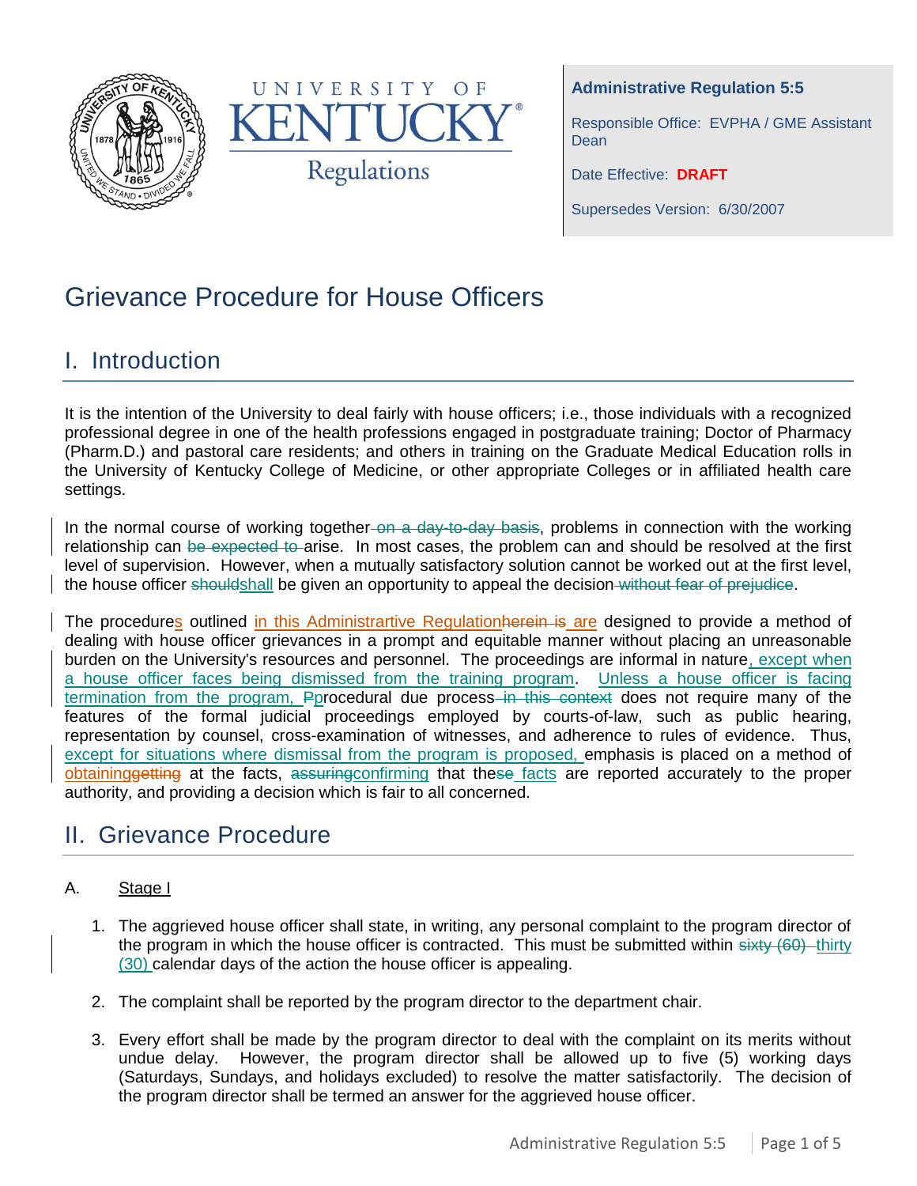UNIVERSITY OF KENTUCKY

Regulations

**Administrative Regulation 5:5**

Responsible Office: EVPHA / GME Assistant Dean

Date Effective: **DRAFT**

Supersedes Version: 6/30/2007

# Grievance Procedure for House Officers

## I. Introduction

It is the intention of the University to deal fairly with house officers; i.e., those individuals with a recognized professional degree in one of the health professions engaged in postgraduate training; Doctor of Pharmacy (Pharm.D.) and pastoral care residents; and others in training on the Graduate Medical Education rolls in the University of Kentucky College of Medicine, or other appropriate Colleges or in affiliated health care settings.

In the normal course of working together~~ on a day-to-day basis~~, problems in connection with the working relationship can ~~be expected to ~~arise. In most cases, the problem can and should be resolved at the first level of supervision. However, when a mutually satisfactory solution cannot be worked out at the first level, the house officer ~~should~~shall be given an opportunity to appeal the decision~~ without fear of prejudice~~.

The procedures outlined in this Administrartive Regulation~~herein is~~ are designed to provide a method of dealing with house officer grievances in a prompt and equitable manner without placing an unreasonable burden on the University's resources and personnel. The proceedings are informal in nature, except when a house officer faces being dismissed from the training program. Unless a house officer is facing termination from the program, ~~P~~procedural due process~~ in this context~~ does not require many of the features of the formal judicial proceedings employed by courts-of-law, such as public hearing, representation by counsel, cross-examination of witnesses, and adherence to rules of evidence. Thus, except for situations where dismissal from the program is proposed, emphasis is placed on a method of obtaining~~getting~~ at the facts, ~~assuring~~confirming that the~~se~~ facts are reported accurately to the proper authority, and providing a decision which is fair to all concerned.

## II. Grievance Procedure

A. Stage I

1. The aggrieved house officer shall state, in writing, any personal complaint to the program director of the program in which the house officer is contracted. This must be submitted within ~~sixty (60) ~~thirty (30) calendar days of the action the house officer is appealing.

2. The complaint shall be reported by the program director to the department chair.

3. Every effort shall be made by the program director to deal with the complaint on its merits without undue delay. However, the program director shall be allowed up to five (5) working days (Saturdays, Sundays, and holidays excluded) to resolve the matter satisfactorily. The decision of the program director shall be termed an answer for the aggrieved house officer.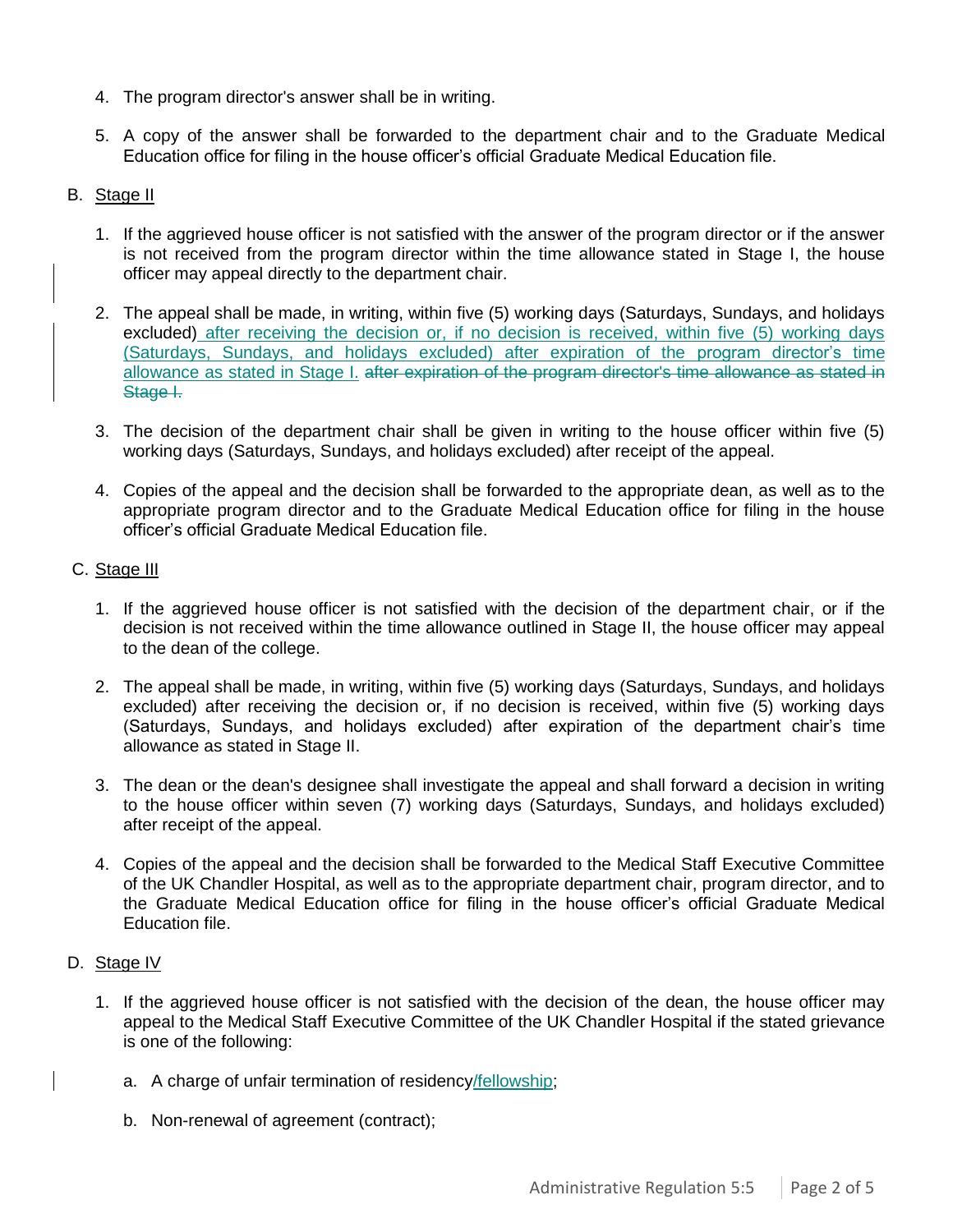4. The program director's answer shall be in writing.

5. A copy of the answer shall be forwarded to the department chair and to the Graduate Medical Education office for filing in the house officer's official Graduate Medical Education file.

B. Stage II

1. If the aggrieved house officer is not satisfied with the answer of the program director or if the answer is not received from the program director within the time allowance stated in Stage I, the house officer may appeal directly to the department chair.

2. The appeal shall be made, in writing, within five (5) working days (Saturdays, Sundays, and holidays excluded) after receiving the decision or, if no decision is received, within five (5) working days (Saturdays, Sundays, and holidays excluded) after expiration of the program director's time allowance as stated in Stage I. ~~after expiration of the program director's time allowance as stated in Stage I.~~

3. The decision of the department chair shall be given in writing to the house officer within five (5) working days (Saturdays, Sundays, and holidays excluded) after receipt of the appeal.

4. Copies of the appeal and the decision shall be forwarded to the appropriate dean, as well as to the appropriate program director and to the Graduate Medical Education office for filing in the house officer's official Graduate Medical Education file.

C. Stage III

1. If the aggrieved house officer is not satisfied with the decision of the department chair, or if the decision is not received within the time allowance outlined in Stage II, the house officer may appeal to the dean of the college.

2. The appeal shall be made, in writing, within five (5) working days (Saturdays, Sundays, and holidays excluded) after receiving the decision or, if no decision is received, within five (5) working days (Saturdays, Sundays, and holidays excluded) after expiration of the department chair's time allowance as stated in Stage II.

3. The dean or the dean's designee shall investigate the appeal and shall forward a decision in writing to the house officer within seven (7) working days (Saturdays, Sundays, and holidays excluded) after receipt of the appeal.

4. Copies of the appeal and the decision shall be forwarded to the Medical Staff Executive Committee of the UK Chandler Hospital, as well as to the appropriate department chair, program director, and to the Graduate Medical Education office for filing in the house officer's official Graduate Medical Education file.

D. Stage IV

1. If the aggrieved house officer is not satisfied with the decision of the dean, the house officer may appeal to the Medical Staff Executive Committee of the UK Chandler Hospital if the stated grievance is one of the following:

   a. A charge of unfair termination of residency/fellowship;

   b. Non-renewal of agreement (contract);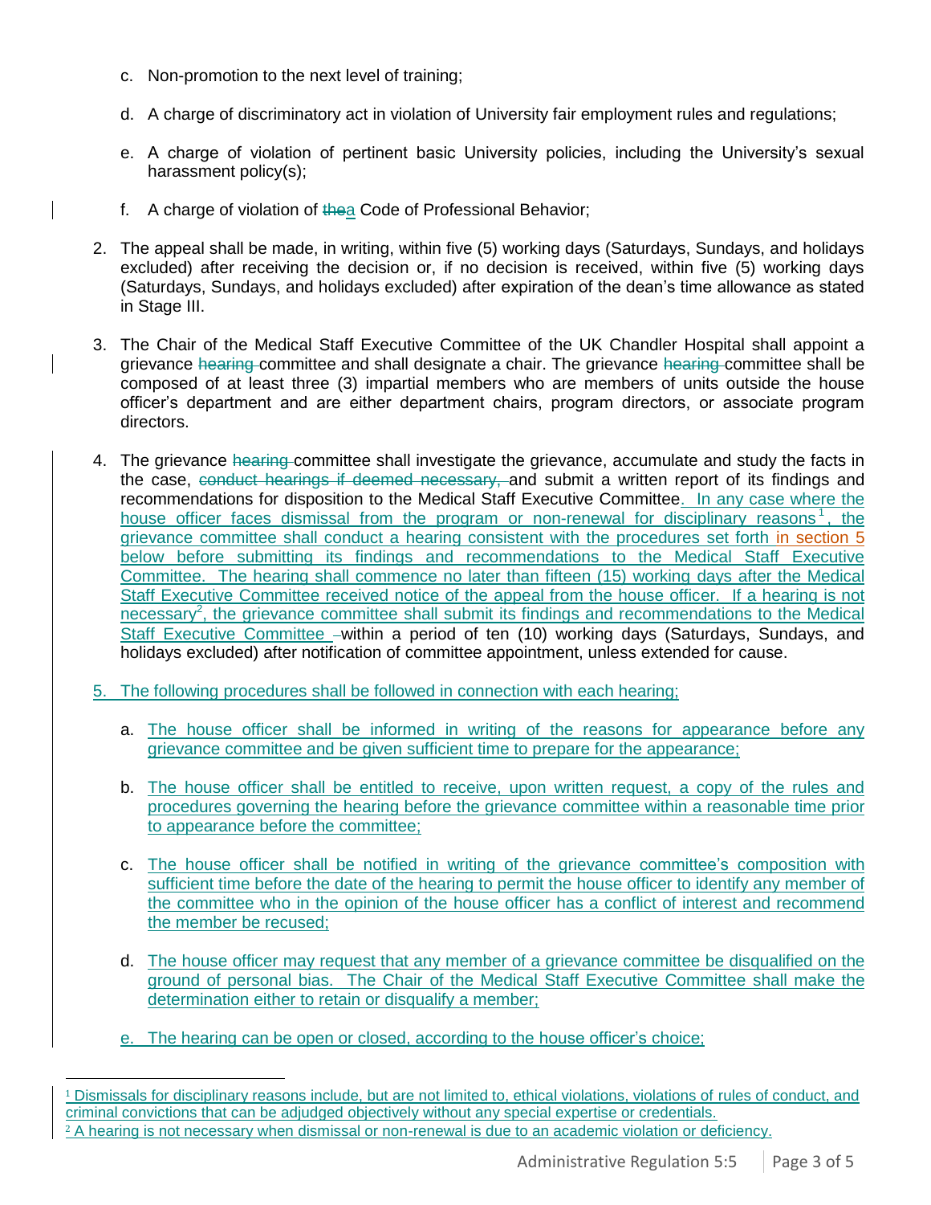c. Non-promotion to the next level of training;

d. A charge of discriminatory act in violation of University fair employment rules and regulations;

e. A charge of violation of pertinent basic University policies, including the University's sexual harassment policy(s);

f. A charge of violation of ~~the~~a Code of Professional Behavior;

2. The appeal shall be made, in writing, within five (5) working days (Saturdays, Sundays, and holidays excluded) after receiving the decision or, if no decision is received, within five (5) working days (Saturdays, Sundays, and holidays excluded) after expiration of the dean's time allowance as stated in Stage III.

3. The Chair of the Medical Staff Executive Committee of the UK Chandler Hospital shall appoint a grievance ~~hearing~~ committee and shall designate a chair. The grievance ~~hearing~~ committee shall be composed of at least three (3) impartial members who are members of units outside the house officer's department and are either department chairs, program directors, or associate program directors.

4. The grievance ~~hearing~~ committee shall investigate the grievance, accumulate and study the facts in the case, ~~conduct hearings if deemed necessary,~~ and submit a written report of its findings and recommendations for disposition to the Medical Staff Executive Committee. In any case where the house officer faces dismissal from the program or non-renewal for disciplinary reasons[1], the grievance committee shall conduct a hearing consistent with the procedures set forth in section 5 below before submitting its findings and recommendations to the Medical Staff Executive Committee. The hearing shall commence no later than fifteen (15) working days after the Medical Staff Executive Committee received notice of the appeal from the house officer. If a hearing is not necessary[2], the grievance committee shall submit its findings and recommendations to the Medical Staff Executive Committee within a period of ten (10) working days (Saturdays, Sundays, and holidays excluded) after notification of committee appointment, unless extended for cause.

5. The following procedures shall be followed in connection with each hearing;

   a. The house officer shall be informed in writing of the reasons for appearance before any grievance committee and be given sufficient time to prepare for the appearance;

   b. The house officer shall be entitled to receive, upon written request, a copy of the rules and procedures governing the hearing before the grievance committee within a reasonable time prior to appearance before the committee;

   c. The house officer shall be notified in writing of the grievance committee's composition with sufficient time before the date of the hearing to permit the house officer to identify any member of the committee who in the opinion of the house officer has a conflict of interest and recommend the member be recused;

   d. The house officer may request that any member of a grievance committee be disqualified on the ground of personal bias. The Chair of the Medical Staff Executive Committee shall make the determination either to retain or disqualify a member;

   e. The hearing can be open or closed, according to the house officer's choice;

---

[1] Dismissals for disciplinary reasons include, but are not limited to, ethical violations, violations of rules of conduct, and criminal convictions that can be adjudged objectively without any special expertise or credentials.

[2] A hearing is not necessary when dismissal or non-renewal is due to an academic violation or deficiency.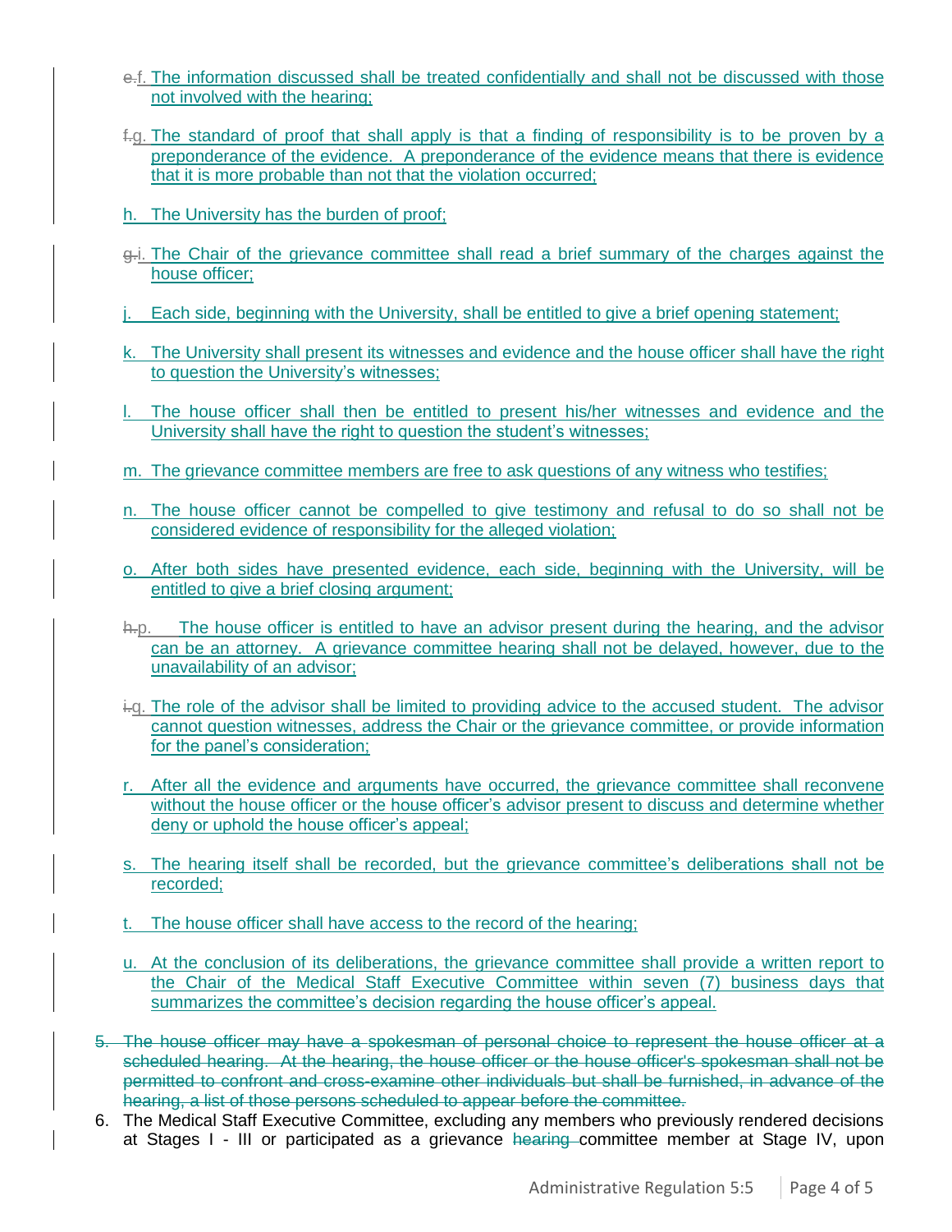~~e.~~f. The information discussed shall be treated confidentially and shall not be discussed with those not involved with the hearing;

~~f.~~g. The standard of proof that shall apply is that a finding of responsibility is to be proven by a preponderance of the evidence. A preponderance of the evidence means that there is evidence that it is more probable than not that the violation occurred;

h. The University has the burden of proof;

~~g.~~i. The Chair of the grievance committee shall read a brief summary of the charges against the house officer;

j. Each side, beginning with the University, shall be entitled to give a brief opening statement;

k. The University shall present its witnesses and evidence and the house officer shall have the right to question the University's witnesses;

l. The house officer shall then be entitled to present his/her witnesses and evidence and the University shall have the right to question the student's witnesses;

m. The grievance committee members are free to ask questions of any witness who testifies;

n. The house officer cannot be compelled to give testimony and refusal to do so shall not be considered evidence of responsibility for the alleged violation;

o. After both sides have presented evidence, each side, beginning with the University, will be entitled to give a brief closing argument;

~~h.~~p. The house officer is entitled to have an advisor present during the hearing, and the advisor can be an attorney. A grievance committee hearing shall not be delayed, however, due to the unavailability of an advisor;

~~i.~~q. The role of the advisor shall be limited to providing advice to the accused student. The advisor cannot question witnesses, address the Chair or the grievance committee, or provide information for the panel's consideration;

r. After all the evidence and arguments have occurred, the grievance committee shall reconvene without the house officer or the house officer's advisor present to discuss and determine whether deny or uphold the house officer's appeal;

s. The hearing itself shall be recorded, but the grievance committee's deliberations shall not be recorded;

t. The house officer shall have access to the record of the hearing;

u. At the conclusion of its deliberations, the grievance committee shall provide a written report to the Chair of the Medical Staff Executive Committee within seven (7) business days that summarizes the committee's decision regarding the house officer's appeal.

5. ~~The house officer may have a spokesman of personal choice to represent the house officer at a scheduled hearing. At the hearing, the house officer or the house officer's spokesman shall not be permitted to confront and cross-examine other individuals but shall be furnished, in advance of the hearing, a list of those persons scheduled to appear before the committee.~~
6. The Medical Staff Executive Committee, excluding any members who previously rendered decisions at Stages I - III or participated as a grievance ~~hearing~~ committee member at Stage IV, upon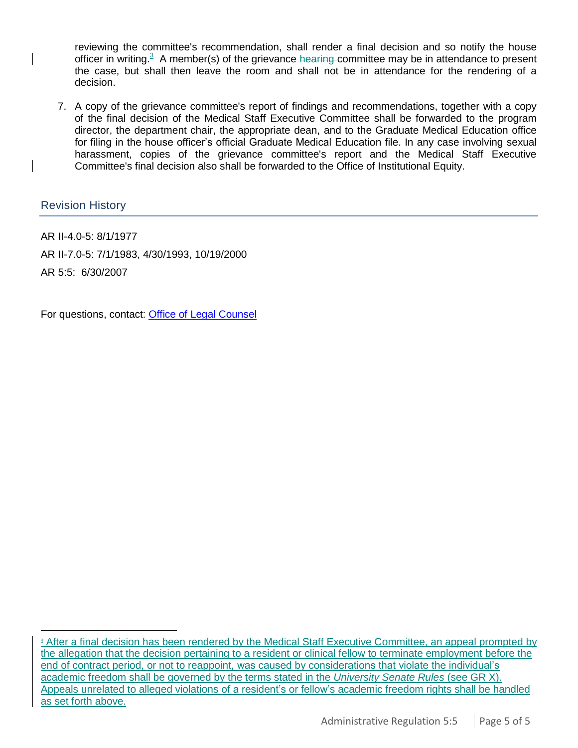reviewing the committee's recommendation, shall render a final decision and so notify the house officer in writing.[3] A member(s) of the grievance ~~hearing~~ committee may be in attendance to present the case, but shall then leave the room and shall not be in attendance for the rendering of a decision.

7. A copy of the grievance committee's report of findings and recommendations, together with a copy of the final decision of the Medical Staff Executive Committee shall be forwarded to the program director, the department chair, the appropriate dean, and to the Graduate Medical Education office for filing in the house officer's official Graduate Medical Education file. In any case involving sexual harassment, copies of the grievance committee's report and the Medical Staff Executive Committee's final decision also shall be forwarded to the Office of Institutional Equity.

## Revision History

AR II-4.0-5: 8/1/1977

AR II-7.0-5: 7/1/1983, 4/30/1993, 10/19/2000

AR 5:5: 6/30/2007

For questions, contact: Office of Legal Counsel

---

[3] After a final decision has been rendered by the Medical Staff Executive Committee, an appeal prompted by the allegation that the decision pertaining to a resident or clinical fellow to terminate employment before the end of contract period, or not to reappoint, was caused by considerations that violate the individual's academic freedom shall be governed by the terms stated in the *University Senate Rules* (see GR X). Appeals unrelated to alleged violations of a resident's or fellow's academic freedom rights shall be handled as set forth above.